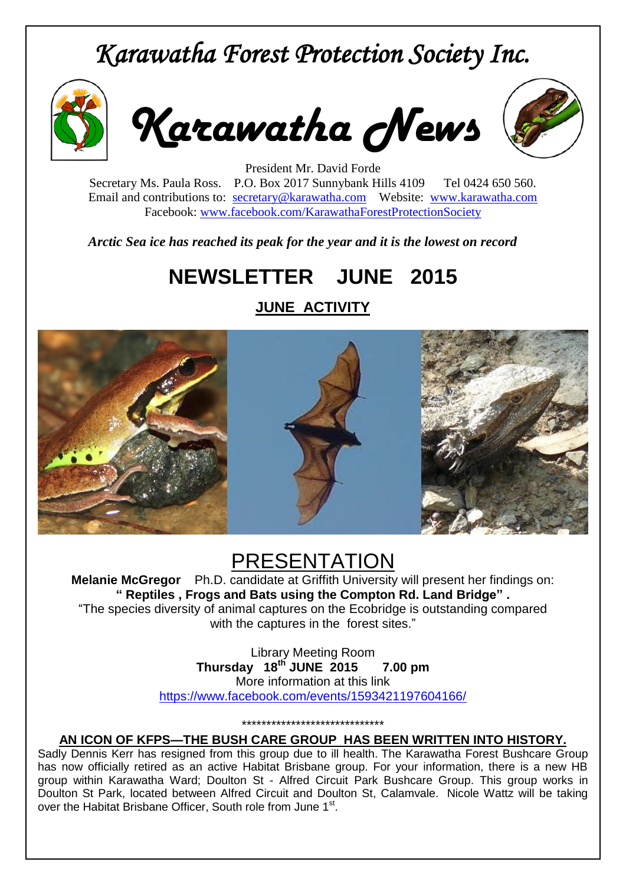# *Karawatha Forest Protection Society Inc.*

## *Karawatha News*

President Mr. David Forde
Secretary Ms. Paula Ross. P.O. Box 2017 Sunnybank Hills 4109 Tel 0424 650 560.
Email and contributions to: secretary@karawatha.com Website: www.karawatha.com
Facebook: www.facebook.com/KarawathaForestProtectionSociety

***Arctic Sea ice has reached its peak for the year and it is the lowest on record***

# NEWSLETTER JUNE 2015

## JUNE ACTIVITY

## PRESENTATION

**Melanie McGregor** Ph.D. candidate at Griffith University will present her findings on:
**" Reptiles , Frogs and Bats using the Compton Rd. Land Bridge" .**
"The species diversity of animal captures on the Ecobridge is outstanding compared with the captures in the forest sites."

Library Meeting Room
**Thursday 18th JUNE 2015 7.00 pm**
More information at this link
https://www.facebook.com/events/1593421197604166/

*****************************

### AN ICON OF KFPS—THE BUSH CARE GROUP HAS BEEN WRITTEN INTO HISTORY.

Sadly Dennis Kerr has resigned from this group due to ill health. The Karawatha Forest Bushcare Group has now officially retired as an active Habitat Brisbane group. For your information, there is a new HB group within Karawatha Ward; Doulton St - Alfred Circuit Park Bushcare Group. This group works in Doulton St Park, located between Alfred Circuit and Doulton St, Calamvale. Nicole Wattz will be taking over the Habitat Brisbane Officer, South role from June 1st.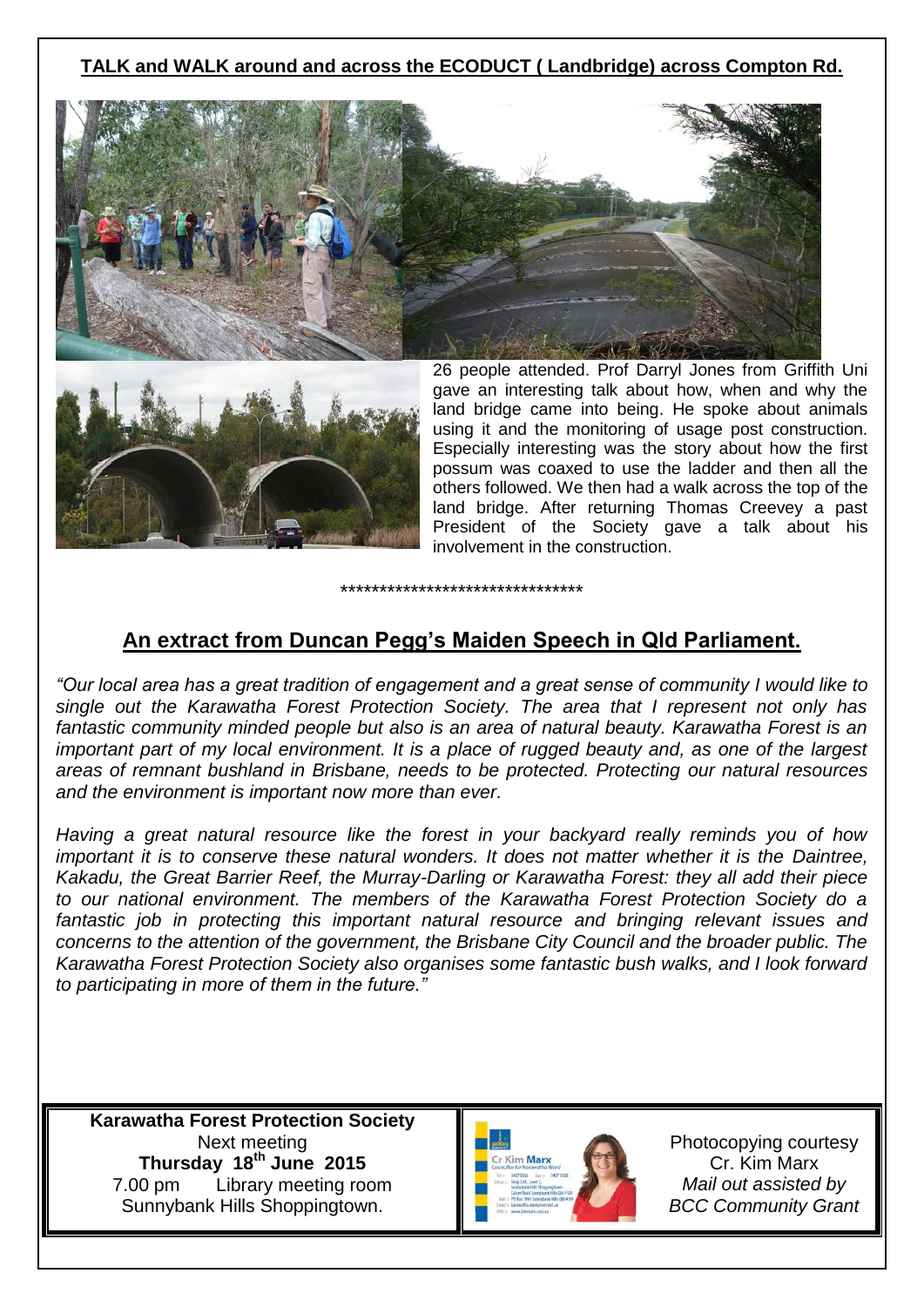**TALK and WALK around and across the ECODUCT ( Landbridge) across Compton Rd.**

26 people attended. Prof Darryl Jones from Griffith Uni gave an interesting talk about how, when and why the land bridge came into being. He spoke about animals using it and the monitoring of usage post construction. Especially interesting was the story about how the first possum was coaxed to use the ladder and then all the others followed. We then had a walk across the top of the land bridge. After returning Thomas Creevey a past President of the Society gave a talk about his involvement in the construction.

*******************************

## An extract from Duncan Pegg's Maiden Speech in Qld Parliament.

*"Our local area has a great tradition of engagement and a great sense of community I would like to single out the Karawatha Forest Protection Society. The area that I represent not only has fantastic community minded people but also is an area of natural beauty. Karawatha Forest is an important part of my local environment. It is a place of rugged beauty and, as one of the largest areas of remnant bushland in Brisbane, needs to be protected. Protecting our natural resources and the environment is important now more than ever.*

*Having a great natural resource like the forest in your backyard really reminds you of how important it is to conserve these natural wonders. It does not matter whether it is the Daintree, Kakadu, the Great Barrier Reef, the Murray-Darling or Karawatha Forest: they all add their piece to our national environment. The members of the Karawatha Forest Protection Society do a fantastic job in protecting this important natural resource and bringing relevant issues and concerns to the attention of the government, the Brisbane City Council and the broader public. The Karawatha Forest Protection Society also organises some fantastic bush walks, and I look forward to participating in more of them in the future."*

**Karawatha Forest Protection Society**
Next meeting
**Thursday 18th June 2015**
7.00 pm Library meeting room
Sunnybank Hills Shoppingtown.

Photocopying courtesy
Cr. Kim Marx
*Mail out assisted by*
*BCC Community Grant*